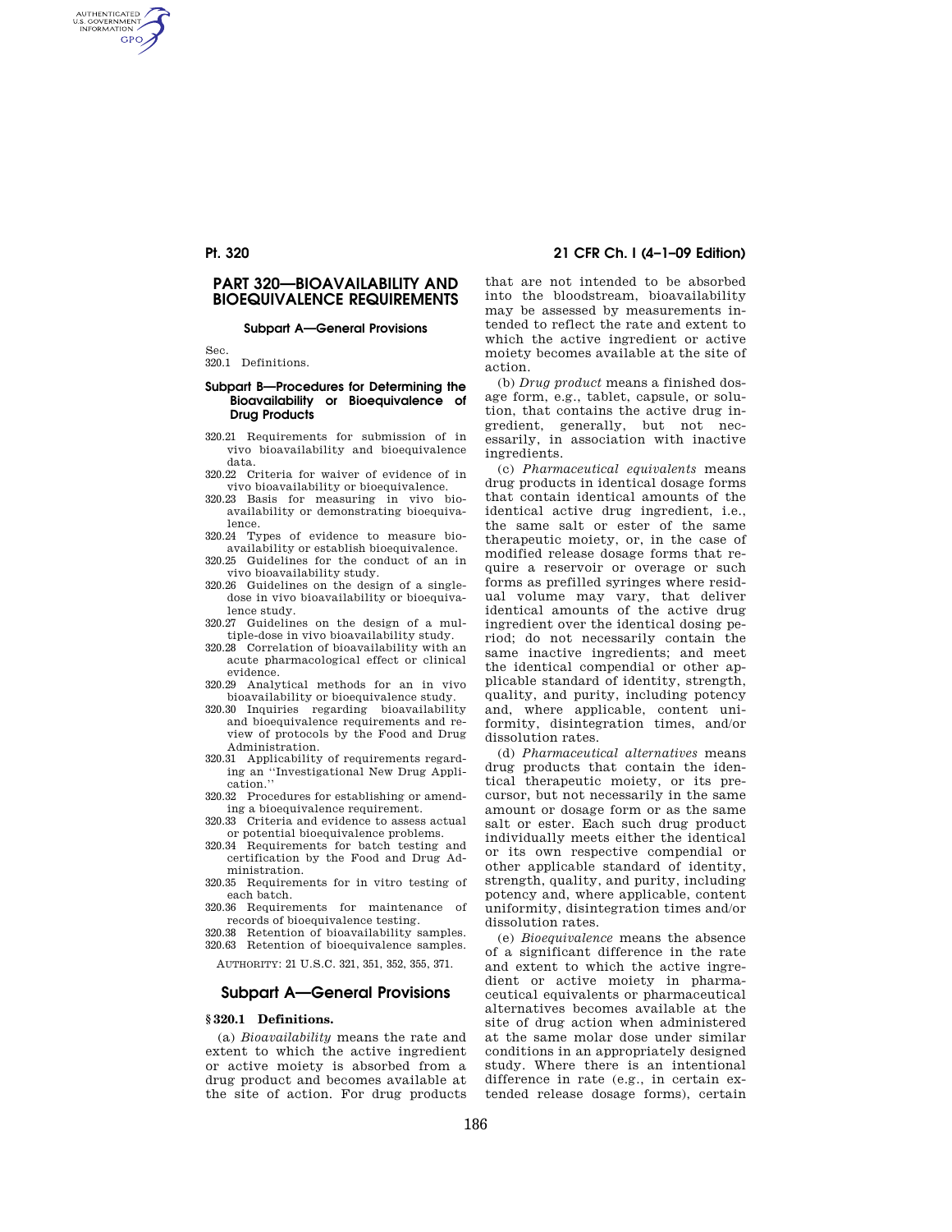# PART 320—BIOAVAILABILITY AND BIOEQUIVALENCE REQUIREMENTS

#### Subpart A—General Provisions

Sec.
320.1 Definitions.

#### Subpart B—Procedures for Determining the Bioavailability or Bioequivalence of Drug Products

320.21 Requirements for submission of in vivo bioavailability and bioequivalence data.
320.22 Criteria for waiver of evidence of in vivo bioavailability or bioequivalence.
320.23 Basis for measuring in vivo bioavailability or demonstrating bioequivalence.
320.24 Types of evidence to measure bioavailability or establish bioequivalence.
320.25 Guidelines for the conduct of an in vivo bioavailability study.
320.26 Guidelines on the design of a single-dose in vivo bioavailability or bioequivalence study.
320.27 Guidelines on the design of a multiple-dose in vivo bioavailability study.
320.28 Correlation of bioavailability with an acute pharmacological effect or clinical evidence.
320.29 Analytical methods for an in vivo bioavailability or bioequivalence study.
320.30 Inquiries regarding bioavailability and bioequivalence requirements and review of protocols by the Food and Drug Administration.
320.31 Applicability of requirements regarding an "Investigational New Drug Application."
320.32 Procedures for establishing or amending a bioequivalence requirement.
320.33 Criteria and evidence to assess actual or potential bioequivalence problems.
320.34 Requirements for batch testing and certification by the Food and Drug Administration.
320.35 Requirements for in vitro testing of each batch.
320.36 Requirements for maintenance of records of bioequivalence testing.
320.38 Retention of bioavailability samples.
320.63 Retention of bioequivalence samples.

AUTHORITY: 21 U.S.C. 321, 351, 352, 355, 371.

## Subpart A—General Provisions

### § 320.1 Definitions.

(a) *Bioavailability* means the rate and extent to which the active ingredient or active moiety is absorbed from a drug product and becomes available at the site of action. For drug products that are not intended to be absorbed into the bloodstream, bioavailability may be assessed by measurements intended to reflect the rate and extent to which the active ingredient or active moiety becomes available at the site of action.

(b) *Drug product* means a finished dosage form, e.g., tablet, capsule, or solution, that contains the active drug ingredient, generally, but not necessarily, in association with inactive ingredients.

(c) *Pharmaceutical equivalents* means drug products in identical dosage forms that contain identical amounts of the identical active drug ingredient, i.e., the same salt or ester of the same therapeutic moiety, or, in the case of modified release dosage forms that require a reservoir or overage or such forms as prefilled syringes where residual volume may vary, that deliver identical amounts of the active drug ingredient over the identical dosing period; do not necessarily contain the same inactive ingredients; and meet the identical compendial or other applicable standard of identity, strength, quality, and purity, including potency and, where applicable, content uniformity, disintegration times, and/or dissolution rates.

(d) *Pharmaceutical alternatives* means drug products that contain the identical therapeutic moiety, or its precursor, but not necessarily in the same amount or dosage form or as the same salt or ester. Each such drug product individually meets either the identical or its own respective compendial or other applicable standard of identity, strength, quality, and purity, including potency and, where applicable, content uniformity, disintegration times and/or dissolution rates.

(e) *Bioequivalence* means the absence of a significant difference in the rate and extent to which the active ingredient or active moiety in pharmaceutical equivalents or pharmaceutical alternatives becomes available at the site of drug action when administered at the same molar dose under similar conditions in an appropriately designed study. Where there is an intentional difference in rate (e.g., in certain extended release dosage forms), certain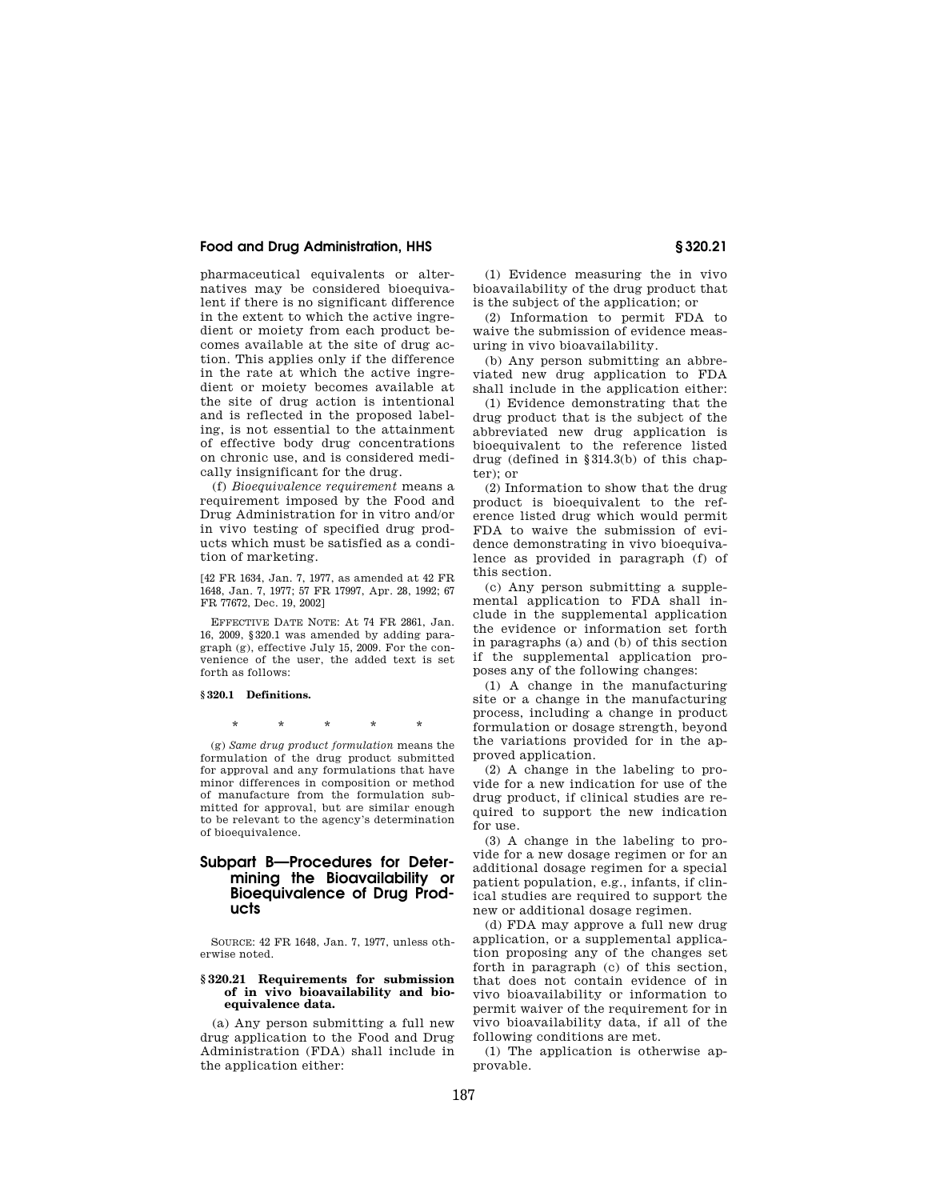pharmaceutical equivalents or alternatives may be considered bioequivalent if there is no significant difference in the extent to which the active ingredient or moiety from each product becomes available at the site of drug action. This applies only if the difference in the rate at which the active ingredient or moiety becomes available at the site of drug action is intentional and is reflected in the proposed labeling, is not essential to the attainment of effective body drug concentrations on chronic use, and is considered medically insignificant for the drug.

(f) *Bioequivalence requirement* means a requirement imposed by the Food and Drug Administration for in vitro and/or in vivo testing of specified drug products which must be satisfied as a condition of marketing.

[42 FR 1634, Jan. 7, 1977, as amended at 42 FR 1648, Jan. 7, 1977; 57 FR 17997, Apr. 28, 1992; 67 FR 77672, Dec. 19, 2002]

EFFECTIVE DATE NOTE: At 74 FR 2861, Jan. 16, 2009, §320.1 was amended by adding paragraph (g), effective July 15, 2009. For the convenience of the user, the added text is set forth as follows:

**§320.1 Definitions.**

\* \* \* \* \*

(g) *Same drug product formulation* means the formulation of the drug product submitted for approval and any formulations that have minor differences in composition or method of manufacture from the formulation submitted for approval, but are similar enough to be relevant to the agency's determination of bioequivalence.

## Subpart B—Procedures for Determining the Bioavailability or Bioequivalence of Drug Products

SOURCE: 42 FR 1648, Jan. 7, 1977, unless otherwise noted.

### §320.21 Requirements for submission of in vivo bioavailability and bioequivalence data.

(a) Any person submitting a full new drug application to the Food and Drug Administration (FDA) shall include in the application either:

(1) Evidence measuring the in vivo bioavailability of the drug product that is the subject of the application; or

(2) Information to permit FDA to waive the submission of evidence measuring in vivo bioavailability.

(b) Any person submitting an abbreviated new drug application to FDA shall include in the application either:

(1) Evidence demonstrating that the drug product that is the subject of the abbreviated new drug application is bioequivalent to the reference listed drug (defined in §314.3(b) of this chapter); or

(2) Information to show that the drug product is bioequivalent to the reference listed drug which would permit FDA to waive the submission of evidence demonstrating in vivo bioequivalence as provided in paragraph (f) of this section.

(c) Any person submitting a supplemental application to FDA shall include in the supplemental application the evidence or information set forth in paragraphs (a) and (b) of this section if the supplemental application proposes any of the following changes:

(1) A change in the manufacturing site or a change in the manufacturing process, including a change in product formulation or dosage strength, beyond the variations provided for in the approved application.

(2) A change in the labeling to provide for a new indication for use of the drug product, if clinical studies are required to support the new indication for use.

(3) A change in the labeling to provide for a new dosage regimen or for an additional dosage regimen for a special patient population, e.g., infants, if clinical studies are required to support the new or additional dosage regimen.

(d) FDA may approve a full new drug application, or a supplemental application proposing any of the changes set forth in paragraph (c) of this section, that does not contain evidence of in vivo bioavailability or information to permit waiver of the requirement for in vivo bioavailability data, if all of the following conditions are met.

(1) The application is otherwise approvable.